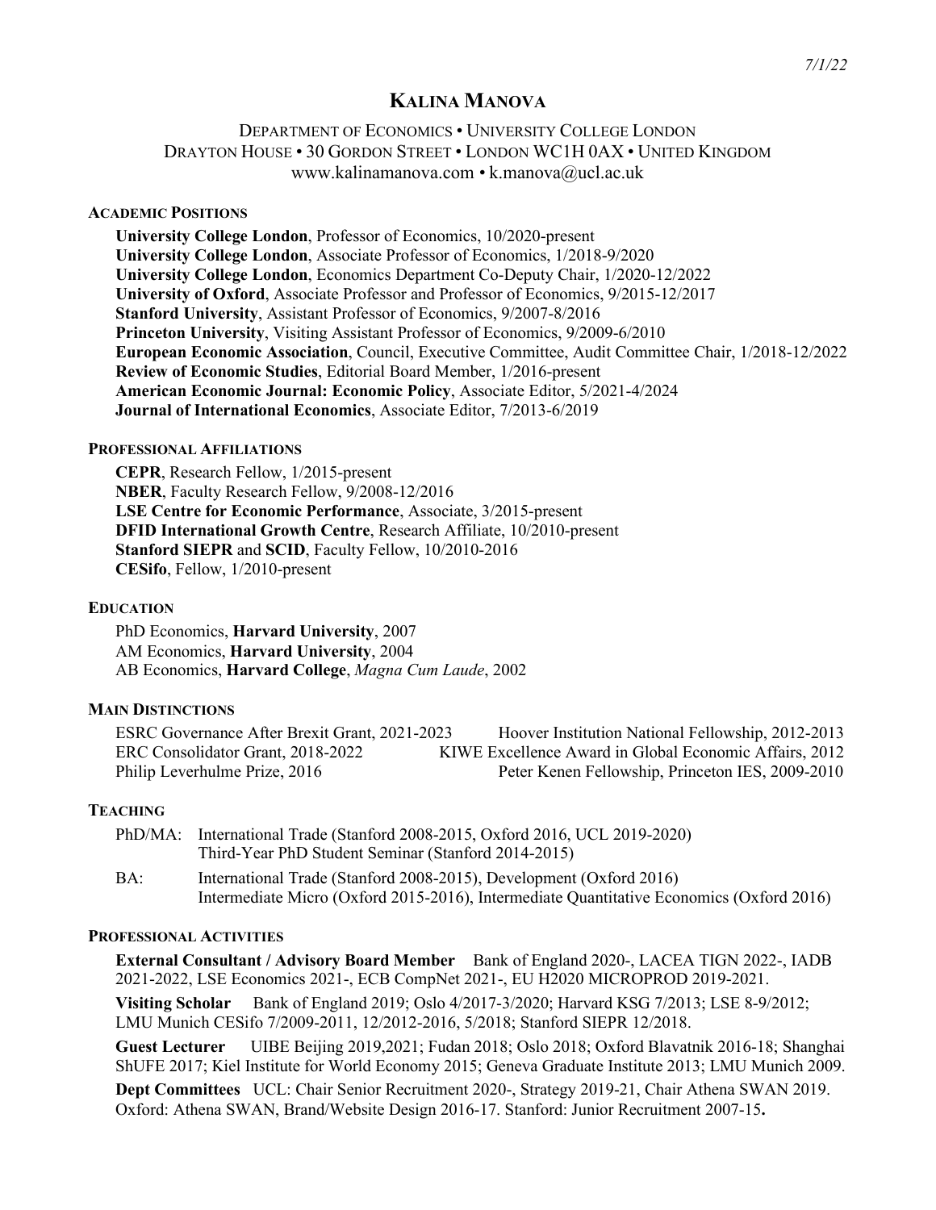*7/1/22*

# KALINA MANOVA

DEPARTMENT OF ECONOMICS • UNIVERSITY COLLEGE LONDON
DRAYTON HOUSE • 30 GORDON STREET • LONDON WC1H 0AX • UNITED KINGDOM
www.kalinamanova.com • k.manova@ucl.ac.uk

## ACADEMIC POSITIONS

**University College London**, Professor of Economics, 10/2020-present
**University College London**, Associate Professor of Economics, 1/2018-9/2020
**University College London**, Economics Department Co-Deputy Chair, 1/2020-12/2022
**University of Oxford**, Associate Professor and Professor of Economics, 9/2015-12/2017
**Stanford University**, Assistant Professor of Economics, 9/2007-8/2016
**Princeton University**, Visiting Assistant Professor of Economics, 9/2009-6/2010
**European Economic Association**, Council, Executive Committee, Audit Committee Chair, 1/2018-12/2022
**Review of Economic Studies**, Editorial Board Member, 1/2016-present
**American Economic Journal: Economic Policy**, Associate Editor, 5/2021-4/2024
**Journal of International Economics**, Associate Editor, 7/2013-6/2019

## PROFESSIONAL AFFILIATIONS

**CEPR**, Research Fellow, 1/2015-present
**NBER**, Faculty Research Fellow, 9/2008-12/2016
**LSE Centre for Economic Performance**, Associate, 3/2015-present
**DFID International Growth Centre**, Research Affiliate, 10/2010-present
**Stanford SIEPR** and **SCID**, Faculty Fellow, 10/2010-2016
**CESifo**, Fellow, 1/2010-present

## EDUCATION

PhD Economics, **Harvard University**, 2007
AM Economics, **Harvard University**, 2004
AB Economics, **Harvard College**, *Magna Cum Laude*, 2002

## MAIN DISTINCTIONS

ESRC Governance After Brexit Grant, 2021-2023
ERC Consolidator Grant, 2018-2022
Philip Leverhulme Prize, 2016
Hoover Institution National Fellowship, 2012-2013
KIWE Excellence Award in Global Economic Affairs, 2012
Peter Kenen Fellowship, Princeton IES, 2009-2010

## TEACHING

PhD/MA: International Trade (Stanford 2008-2015, Oxford 2016, UCL 2019-2020)
Third-Year PhD Student Seminar (Stanford 2014-2015)

BA: International Trade (Stanford 2008-2015), Development (Oxford 2016)
Intermediate Micro (Oxford 2015-2016), Intermediate Quantitative Economics (Oxford 2016)

## PROFESSIONAL ACTIVITIES

**External Consultant / Advisory Board Member** Bank of England 2020-, LACEA TIGN 2022-, IADB 2021-2022, LSE Economics 2021-, ECB CompNet 2021-, EU H2020 MICROPROD 2019-2021.

**Visiting Scholar** Bank of England 2019; Oslo 4/2017-3/2020; Harvard KSG 7/2013; LSE 8-9/2012; LMU Munich CESifo 7/2009-2011, 12/2012-2016, 5/2018; Stanford SIEPR 12/2018.

**Guest Lecturer** UIBE Beijing 2019,2021; Fudan 2018; Oslo 2018; Oxford Blavatnik 2016-18; Shanghai ShUFE 2017; Kiel Institute for World Economy 2015; Geneva Graduate Institute 2013; LMU Munich 2009.

**Dept Committees** UCL: Chair Senior Recruitment 2020-, Strategy 2019-21, Chair Athena SWAN 2019. Oxford: Athena SWAN, Brand/Website Design 2016-17. Stanford: Junior Recruitment 2007-15**.**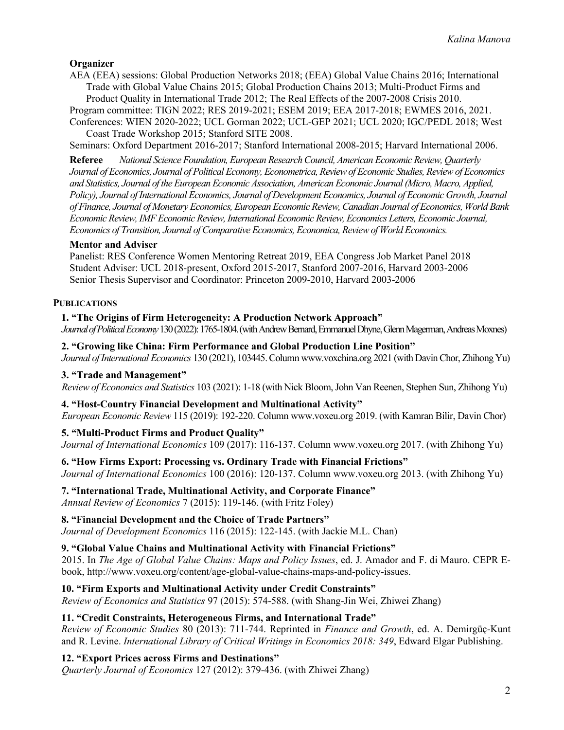**Organizer**

AEA (EEA) sessions: Global Production Networks 2018; (EEA) Global Value Chains 2016; International Trade with Global Value Chains 2015; Global Production Chains 2013; Multi-Product Firms and Product Quality in International Trade 2012; The Real Effects of the 2007-2008 Crisis 2010.

Program committee: TIGN 2022; RES 2019-2021; ESEM 2019; EEA 2017-2018; EWMES 2016, 2021.

Conferences: WIEN 2020-2022; UCL Gorman 2022; UCL-GEP 2021; UCL 2020; IGC/PEDL 2018; West Coast Trade Workshop 2015; Stanford SITE 2008.

Seminars: Oxford Department 2016-2017; Stanford International 2008-2015; Harvard International 2006.

**Referee** *National Science Foundation, European Research Council, American Economic Review, Quarterly Journal of Economics, Journal of Political Economy, Econometrica, Review of Economic Studies, Review of Economics and Statistics, Journal of the European Economic Association, American Economic Journal (Micro, Macro, Applied, Policy), Journal of International Economics, Journal of Development Economics, Journal of Economic Growth, Journal of Finance, Journal of Monetary Economics, European Economic Review, Canadian Journal of Economics, World Bank Economic Review, IMF Economic Review, International Economic Review, Economics Letters, Economic Journal, Economics of Transition, Journal of Comparative Economics, Economica, Review of World Economics.*

**Mentor and Adviser**

Panelist: RES Conference Women Mentoring Retreat 2019, EEA Congress Job Market Panel 2018

Student Adviser: UCL 2018-present, Oxford 2015-2017, Stanford 2007-2016, Harvard 2003-2006

Senior Thesis Supervisor and Coordinator: Princeton 2009-2010, Harvard 2003-2006

## PUBLICATIONS

**1. "The Origins of Firm Heterogeneity: A Production Network Approach"**
*Journal of Political Economy* 130 (2022): 1765-1804. (with Andrew Bernard, Emmanuel Dhyne, Glenn Magerman, Andreas Moxnes)

**2. "Growing like China: Firm Performance and Global Production Line Position"**
*Journal of International Economics* 130 (2021), 103445. Column www.voxchina.org 2021 (with Davin Chor, Zhihong Yu)

**3. "Trade and Management"**
*Review of Economics and Statistics* 103 (2021): 1-18 (with Nick Bloom, John Van Reenen, Stephen Sun, Zhihong Yu)

**4. "Host-Country Financial Development and Multinational Activity"**
*European Economic Review* 115 (2019): 192-220. Column www.voxeu.org 2019. (with Kamran Bilir, Davin Chor)

**5. "Multi-Product Firms and Product Quality"**
*Journal of International Economics* 109 (2017): 116-137. Column www.voxeu.org 2017. (with Zhihong Yu)

**6. "How Firms Export: Processing vs. Ordinary Trade with Financial Frictions"**
*Journal of International Economics* 100 (2016): 120-137. Column www.voxeu.org 2013. (with Zhihong Yu)

**7. "International Trade, Multinational Activity, and Corporate Finance"**
*Annual Review of Economics* 7 (2015): 119-146. (with Fritz Foley)

**8. "Financial Development and the Choice of Trade Partners"**
*Journal of Development Economics* 116 (2015): 122-145. (with Jackie M.L. Chan)

**9. "Global Value Chains and Multinational Activity with Financial Frictions"**
2015. In *The Age of Global Value Chains: Maps and Policy Issues*, ed. J. Amador and F. di Mauro. CEPR E-book, http://www.voxeu.org/content/age-global-value-chains-maps-and-policy-issues.

**10. "Firm Exports and Multinational Activity under Credit Constraints"**
*Review of Economics and Statistics* 97 (2015): 574-588. (with Shang-Jin Wei, Zhiwei Zhang)

**11. "Credit Constraints, Heterogeneous Firms, and International Trade"**
*Review of Economic Studies* 80 (2013): 711-744. Reprinted in *Finance and Growth*, ed. A. Demirgüç-Kunt and R. Levine. *International Library of Critical Writings in Economics 2018: 349*, Edward Elgar Publishing.

**12. "Export Prices across Firms and Destinations"**
*Quarterly Journal of Economics* 127 (2012): 379-436. (with Zhiwei Zhang)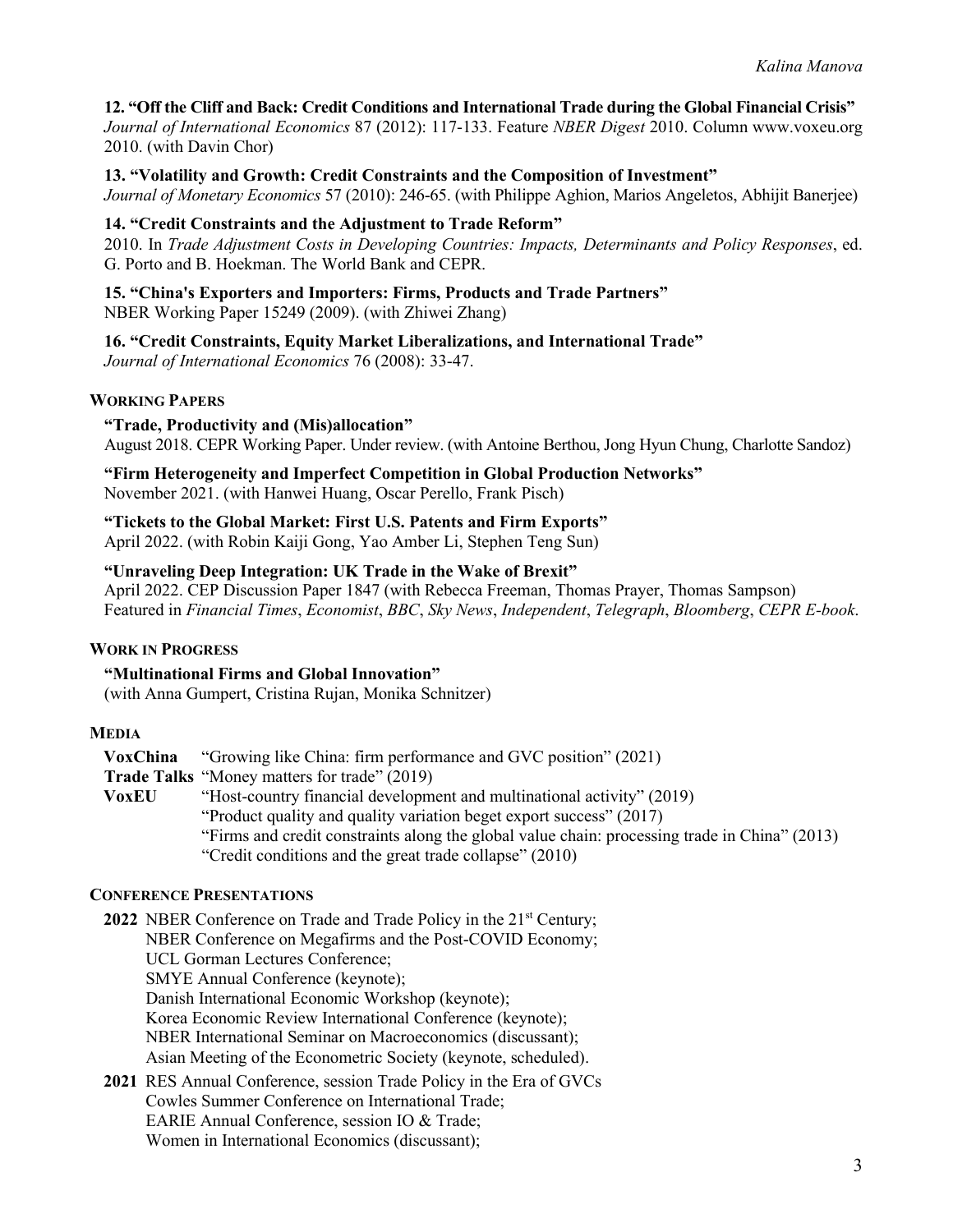**12. "Off the Cliff and Back: Credit Conditions and International Trade during the Global Financial Crisis"**
*Journal of International Economics* 87 (2012): 117-133. Feature *NBER Digest* 2010. Column www.voxeu.org 2010. (with Davin Chor)

**13. "Volatility and Growth: Credit Constraints and the Composition of Investment"**
*Journal of Monetary Economics* 57 (2010): 246-65. (with Philippe Aghion, Marios Angeletos, Abhijit Banerjee)

**14. "Credit Constraints and the Adjustment to Trade Reform"**
2010. In *Trade Adjustment Costs in Developing Countries: Impacts, Determinants and Policy Responses*, ed. G. Porto and B. Hoekman. The World Bank and CEPR.

**15. "China's Exporters and Importers: Firms, Products and Trade Partners"**
NBER Working Paper 15249 (2009). (with Zhiwei Zhang)

**16. "Credit Constraints, Equity Market Liberalizations, and International Trade"**
*Journal of International Economics* 76 (2008): 33-47.

## WORKING PAPERS

**"Trade, Productivity and (Mis)allocation"**
August 2018. CEPR Working Paper. Under review. (with Antoine Berthou, Jong Hyun Chung, Charlotte Sandoz)

**"Firm Heterogeneity and Imperfect Competition in Global Production Networks"**
November 2021. (with Hanwei Huang, Oscar Perello, Frank Pisch)

**"Tickets to the Global Market: First U.S. Patents and Firm Exports"**
April 2022. (with Robin Kaiji Gong, Yao Amber Li, Stephen Teng Sun)

**"Unraveling Deep Integration: UK Trade in the Wake of Brexit"**
April 2022. CEP Discussion Paper 1847 (with Rebecca Freeman, Thomas Prayer, Thomas Sampson)
Featured in *Financial Times*, *Economist*, *BBC*, *Sky News*, *Independent*, *Telegraph*, *Bloomberg*, *CEPR E-book*.

## WORK IN PROGRESS

**"Multinational Firms and Global Innovation"**
(with Anna Gumpert, Cristina Rujan, Monika Schnitzer)

## MEDIA

**VoxChina** "Growing like China: firm performance and GVC position" (2021)
**Trade Talks** "Money matters for trade" (2019)
**VoxEU** "Host-country financial development and multinational activity" (2019)
"Product quality and quality variation beget export success" (2017)
"Firms and credit constraints along the global value chain: processing trade in China" (2013)
"Credit conditions and the great trade collapse" (2010)

## CONFERENCE PRESENTATIONS

**2022** NBER Conference on Trade and Trade Policy in the 21st Century;
NBER Conference on Megafirms and the Post-COVID Economy;
UCL Gorman Lectures Conference;
SMYE Annual Conference (keynote);
Danish International Economic Workshop (keynote);
Korea Economic Review International Conference (keynote);
NBER International Seminar on Macroeconomics (discussant);
Asian Meeting of the Econometric Society (keynote, scheduled).

**2021** RES Annual Conference, session Trade Policy in the Era of GVCs
Cowles Summer Conference on International Trade;
EARIE Annual Conference, session IO & Trade;
Women in International Economics (discussant);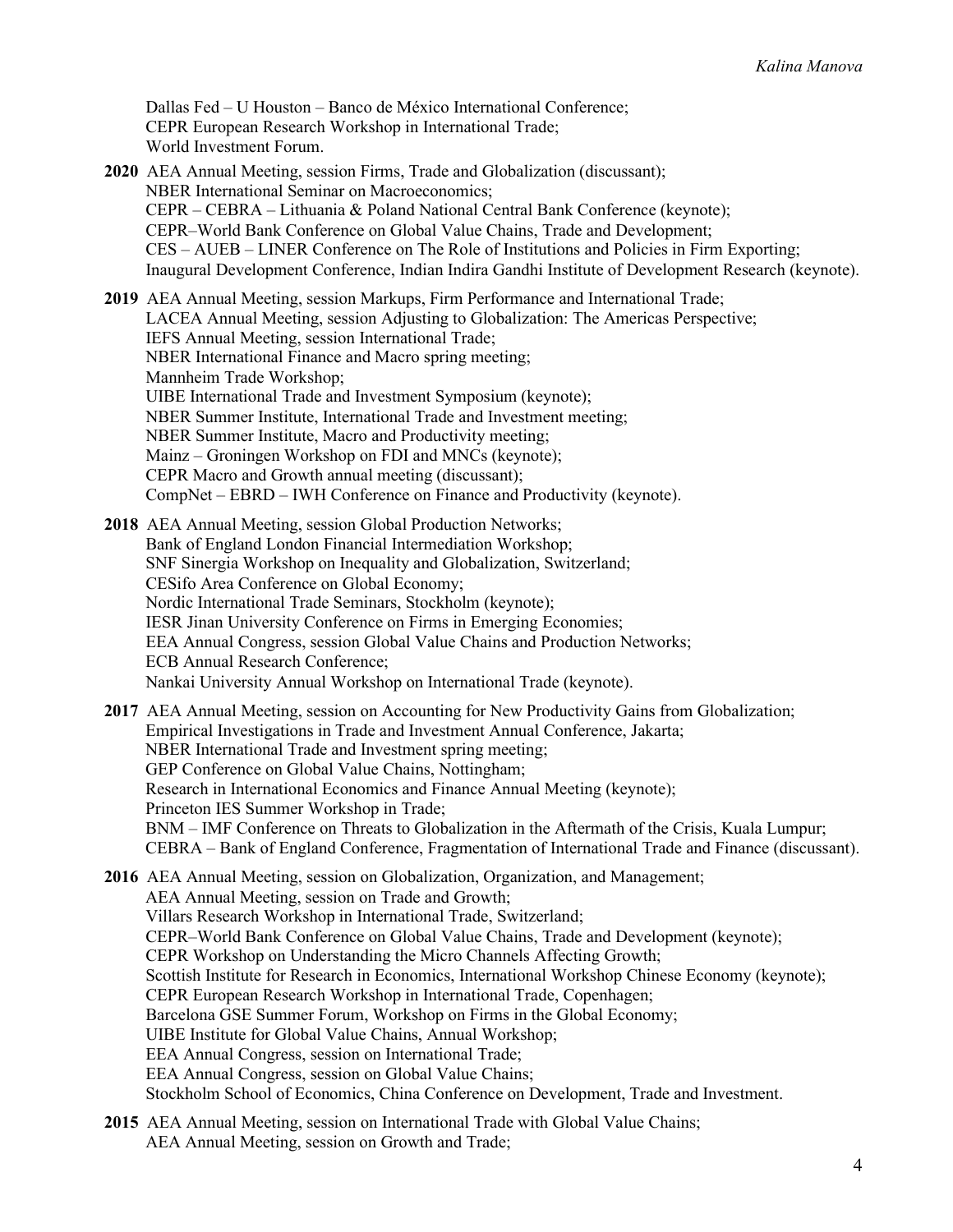Dallas Fed – U Houston – Banco de México International Conference;
CEPR European Research Workshop in International Trade;
World Investment Forum.

**2020** AEA Annual Meeting, session Firms, Trade and Globalization (discussant);
NBER International Seminar on Macroeconomics;
CEPR – CEBRA – Lithuania & Poland National Central Bank Conference (keynote);
CEPR–World Bank Conference on Global Value Chains, Trade and Development;
CES – AUEB – LINER Conference on The Role of Institutions and Policies in Firm Exporting;
Inaugural Development Conference, Indian Indira Gandhi Institute of Development Research (keynote).

**2019** AEA Annual Meeting, session Markups, Firm Performance and International Trade;
LACEA Annual Meeting, session Adjusting to Globalization: The Americas Perspective;
IEFS Annual Meeting, session International Trade;
NBER International Finance and Macro spring meeting;
Mannheim Trade Workshop;
UIBE International Trade and Investment Symposium (keynote);
NBER Summer Institute, International Trade and Investment meeting;
NBER Summer Institute, Macro and Productivity meeting;
Mainz – Groningen Workshop on FDI and MNCs (keynote);
CEPR Macro and Growth annual meeting (discussant);
CompNet – EBRD – IWH Conference on Finance and Productivity (keynote).

**2018** AEA Annual Meeting, session Global Production Networks;
Bank of England London Financial Intermediation Workshop;
SNF Sinergia Workshop on Inequality and Globalization, Switzerland;
CESifo Area Conference on Global Economy;
Nordic International Trade Seminars, Stockholm (keynote);
IESR Jinan University Conference on Firms in Emerging Economies;
EEA Annual Congress, session Global Value Chains and Production Networks;
ECB Annual Research Conference;
Nankai University Annual Workshop on International Trade (keynote).

**2017** AEA Annual Meeting, session on Accounting for New Productivity Gains from Globalization;
Empirical Investigations in Trade and Investment Annual Conference, Jakarta;
NBER International Trade and Investment spring meeting;
GEP Conference on Global Value Chains, Nottingham;
Research in International Economics and Finance Annual Meeting (keynote);
Princeton IES Summer Workshop in Trade;
BNM – IMF Conference on Threats to Globalization in the Aftermath of the Crisis, Kuala Lumpur;
CEBRA – Bank of England Conference, Fragmentation of International Trade and Finance (discussant).

**2016** AEA Annual Meeting, session on Globalization, Organization, and Management;
AEA Annual Meeting, session on Trade and Growth;
Villars Research Workshop in International Trade, Switzerland;
CEPR–World Bank Conference on Global Value Chains, Trade and Development (keynote);
CEPR Workshop on Understanding the Micro Channels Affecting Growth;
Scottish Institute for Research in Economics, International Workshop Chinese Economy (keynote);
CEPR European Research Workshop in International Trade, Copenhagen;
Barcelona GSE Summer Forum, Workshop on Firms in the Global Economy;
UIBE Institute for Global Value Chains, Annual Workshop;
EEA Annual Congress, session on International Trade;
EEA Annual Congress, session on Global Value Chains;
Stockholm School of Economics, China Conference on Development, Trade and Investment.

**2015** AEA Annual Meeting, session on International Trade with Global Value Chains;
AEA Annual Meeting, session on Growth and Trade;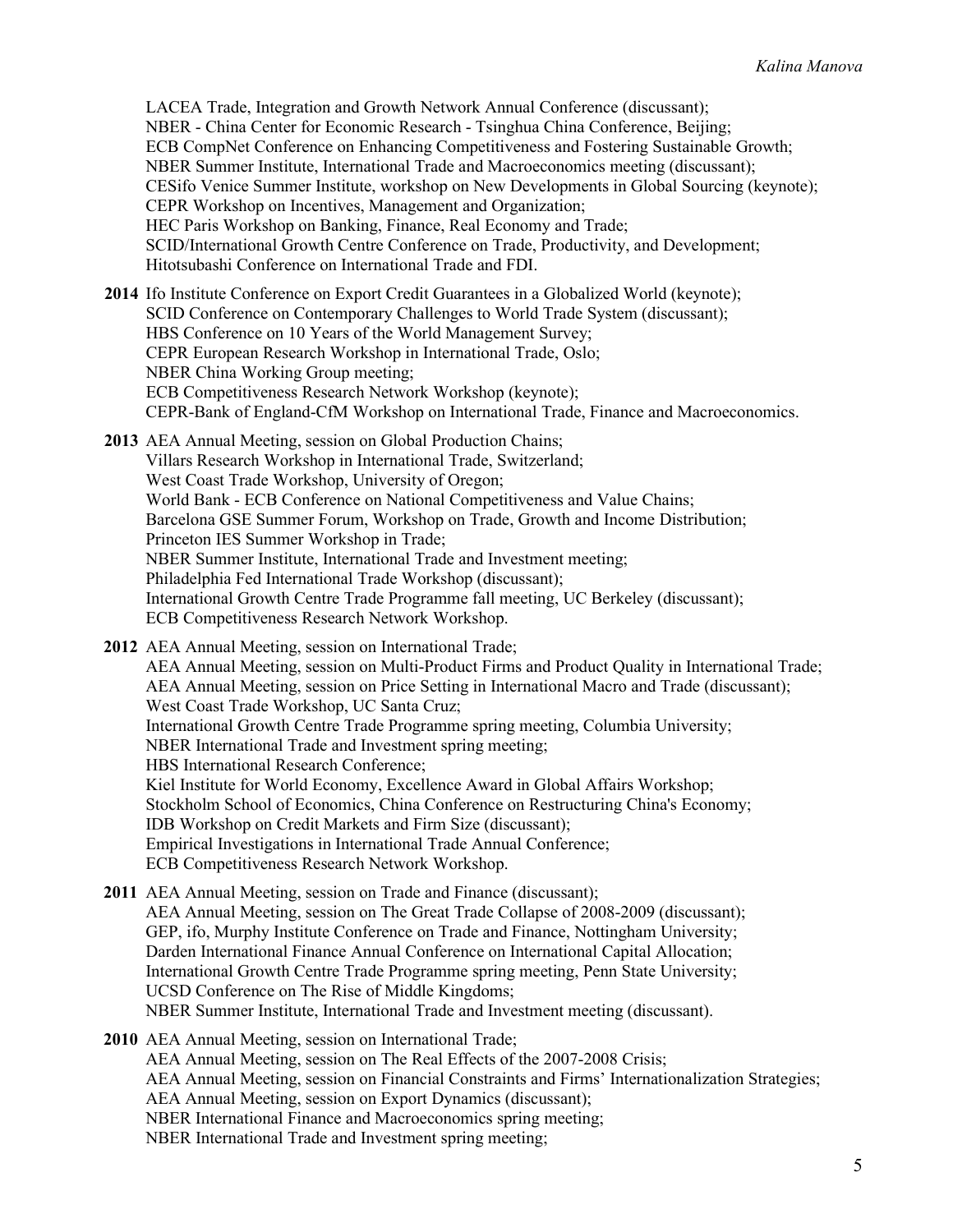LACEA Trade, Integration and Growth Network Annual Conference (discussant);
NBER - China Center for Economic Research - Tsinghua China Conference, Beijing;
ECB CompNet Conference on Enhancing Competitiveness and Fostering Sustainable Growth;
NBER Summer Institute, International Trade and Macroeconomics meeting (discussant);
CESifo Venice Summer Institute, workshop on New Developments in Global Sourcing (keynote);
CEPR Workshop on Incentives, Management and Organization;
HEC Paris Workshop on Banking, Finance, Real Economy and Trade;
SCID/International Growth Centre Conference on Trade, Productivity, and Development;
Hitotsubashi Conference on International Trade and FDI.

**2014** Ifo Institute Conference on Export Credit Guarantees in a Globalized World (keynote);
SCID Conference on Contemporary Challenges to World Trade System (discussant);
HBS Conference on 10 Years of the World Management Survey;
CEPR European Research Workshop in International Trade, Oslo;
NBER China Working Group meeting;
ECB Competitiveness Research Network Workshop (keynote);
CEPR-Bank of England-CfM Workshop on International Trade, Finance and Macroeconomics.

**2013** AEA Annual Meeting, session on Global Production Chains;
Villars Research Workshop in International Trade, Switzerland;
West Coast Trade Workshop, University of Oregon;
World Bank - ECB Conference on National Competitiveness and Value Chains;
Barcelona GSE Summer Forum, Workshop on Trade, Growth and Income Distribution;
Princeton IES Summer Workshop in Trade;
NBER Summer Institute, International Trade and Investment meeting;
Philadelphia Fed International Trade Workshop (discussant);
International Growth Centre Trade Programme fall meeting, UC Berkeley (discussant);
ECB Competitiveness Research Network Workshop.

**2012** AEA Annual Meeting, session on International Trade;
AEA Annual Meeting, session on Multi-Product Firms and Product Quality in International Trade;
AEA Annual Meeting, session on Price Setting in International Macro and Trade (discussant);
West Coast Trade Workshop, UC Santa Cruz;
International Growth Centre Trade Programme spring meeting, Columbia University;
NBER International Trade and Investment spring meeting;
HBS International Research Conference;
Kiel Institute for World Economy, Excellence Award in Global Affairs Workshop;
Stockholm School of Economics, China Conference on Restructuring China's Economy;
IDB Workshop on Credit Markets and Firm Size (discussant);
Empirical Investigations in International Trade Annual Conference;
ECB Competitiveness Research Network Workshop.

**2011** AEA Annual Meeting, session on Trade and Finance (discussant);
AEA Annual Meeting, session on The Great Trade Collapse of 2008-2009 (discussant);
GEP, ifo, Murphy Institute Conference on Trade and Finance, Nottingham University;
Darden International Finance Annual Conference on International Capital Allocation;
International Growth Centre Trade Programme spring meeting, Penn State University;
UCSD Conference on The Rise of Middle Kingdoms;
NBER Summer Institute, International Trade and Investment meeting (discussant).

**2010** AEA Annual Meeting, session on International Trade;
AEA Annual Meeting, session on The Real Effects of the 2007-2008 Crisis;
AEA Annual Meeting, session on Financial Constraints and Firms' Internationalization Strategies;
AEA Annual Meeting, session on Export Dynamics (discussant);
NBER International Finance and Macroeconomics spring meeting;
NBER International Trade and Investment spring meeting;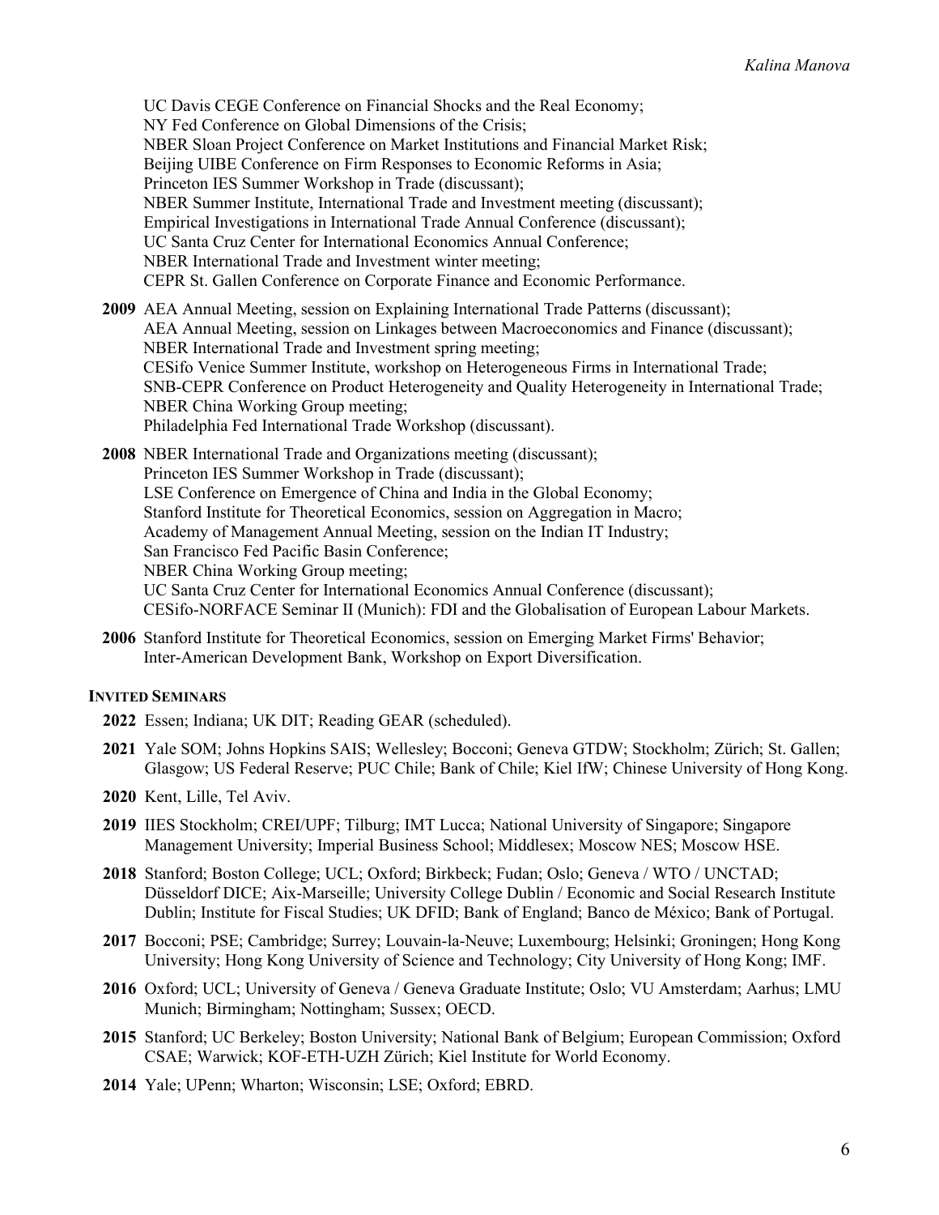UC Davis CEGE Conference on Financial Shocks and the Real Economy;
NY Fed Conference on Global Dimensions of the Crisis;
NBER Sloan Project Conference on Market Institutions and Financial Market Risk;
Beijing UIBE Conference on Firm Responses to Economic Reforms in Asia;
Princeton IES Summer Workshop in Trade (discussant);
NBER Summer Institute, International Trade and Investment meeting (discussant);
Empirical Investigations in International Trade Annual Conference (discussant);
UC Santa Cruz Center for International Economics Annual Conference;
NBER International Trade and Investment winter meeting;
CEPR St. Gallen Conference on Corporate Finance and Economic Performance.

**2009** AEA Annual Meeting, session on Explaining International Trade Patterns (discussant);
AEA Annual Meeting, session on Linkages between Macroeconomics and Finance (discussant);
NBER International Trade and Investment spring meeting;
CESifo Venice Summer Institute, workshop on Heterogeneous Firms in International Trade;
SNB-CEPR Conference on Product Heterogeneity and Quality Heterogeneity in International Trade;
NBER China Working Group meeting;
Philadelphia Fed International Trade Workshop (discussant).

**2008** NBER International Trade and Organizations meeting (discussant);
Princeton IES Summer Workshop in Trade (discussant);
LSE Conference on Emergence of China and India in the Global Economy;
Stanford Institute for Theoretical Economics, session on Aggregation in Macro;
Academy of Management Annual Meeting, session on the Indian IT Industry;
San Francisco Fed Pacific Basin Conference;
NBER China Working Group meeting;
UC Santa Cruz Center for International Economics Annual Conference (discussant);
CESifo-NORFACE Seminar II (Munich): FDI and the Globalisation of European Labour Markets.

**2006** Stanford Institute for Theoretical Economics, session on Emerging Market Firms' Behavior;
Inter-American Development Bank, Workshop on Export Diversification.

### Invited Seminars

**2022** Essen; Indiana; UK DIT; Reading GEAR (scheduled).

**2021** Yale SOM; Johns Hopkins SAIS; Wellesley; Bocconi; Geneva GTDW; Stockholm; Zürich; St. Gallen; Glasgow; US Federal Reserve; PUC Chile; Bank of Chile; Kiel IfW; Chinese University of Hong Kong.

**2020** Kent, Lille, Tel Aviv.

**2019** IIES Stockholm; CREI/UPF; Tilburg; IMT Lucca; National University of Singapore; Singapore Management University; Imperial Business School; Middlesex; Moscow NES; Moscow HSE.

**2018** Stanford; Boston College; UCL; Oxford; Birkbeck; Fudan; Oslo; Geneva / WTO / UNCTAD; Düsseldorf DICE; Aix-Marseille; University College Dublin / Economic and Social Research Institute Dublin; Institute for Fiscal Studies; UK DFID; Bank of England; Banco de México; Bank of Portugal.

**2017** Bocconi; PSE; Cambridge; Surrey; Louvain-la-Neuve; Luxembourg; Helsinki; Groningen; Hong Kong University; Hong Kong University of Science and Technology; City University of Hong Kong; IMF.

**2016** Oxford; UCL; University of Geneva / Geneva Graduate Institute; Oslo; VU Amsterdam; Aarhus; LMU Munich; Birmingham; Nottingham; Sussex; OECD.

**2015** Stanford; UC Berkeley; Boston University; National Bank of Belgium; European Commission; Oxford CSAE; Warwick; KOF-ETH-UZH Zürich; Kiel Institute for World Economy.

**2014** Yale; UPenn; Wharton; Wisconsin; LSE; Oxford; EBRD.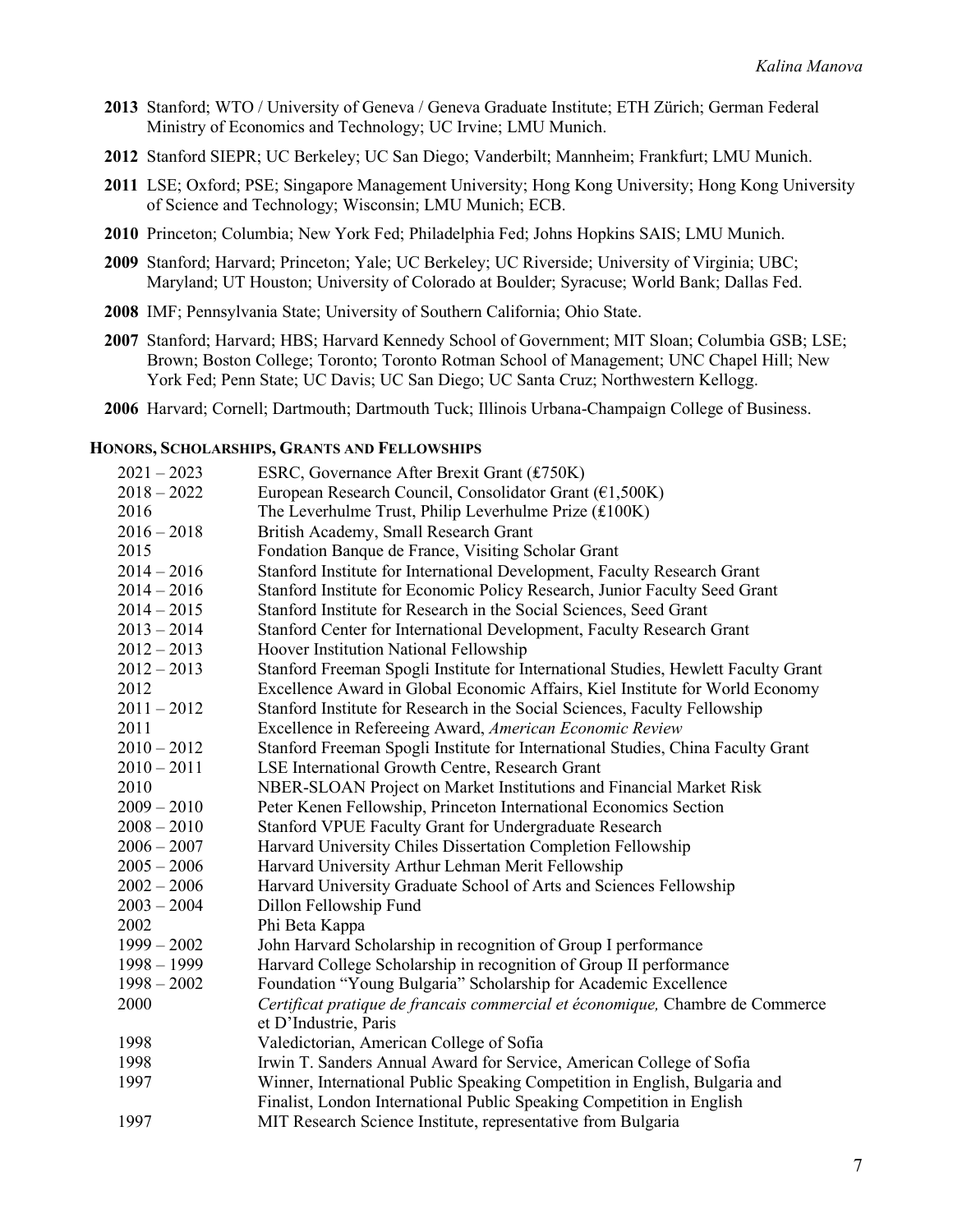**2013** Stanford; WTO / University of Geneva / Geneva Graduate Institute; ETH Zürich; German Federal Ministry of Economics and Technology; UC Irvine; LMU Munich.

**2012** Stanford SIEPR; UC Berkeley; UC San Diego; Vanderbilt; Mannheim; Frankfurt; LMU Munich.

**2011** LSE; Oxford; PSE; Singapore Management University; Hong Kong University; Hong Kong University of Science and Technology; Wisconsin; LMU Munich; ECB.

**2010** Princeton; Columbia; New York Fed; Philadelphia Fed; Johns Hopkins SAIS; LMU Munich.

**2009** Stanford; Harvard; Princeton; Yale; UC Berkeley; UC Riverside; University of Virginia; UBC; Maryland; UT Houston; University of Colorado at Boulder; Syracuse; World Bank; Dallas Fed.

**2008** IMF; Pennsylvania State; University of Southern California; Ohio State.

**2007** Stanford; Harvard; HBS; Harvard Kennedy School of Government; MIT Sloan; Columbia GSB; LSE; Brown; Boston College; Toronto; Toronto Rotman School of Management; UNC Chapel Hill; New York Fed; Penn State; UC Davis; UC San Diego; UC Santa Cruz; Northwestern Kellogg.

**2006** Harvard; Cornell; Dartmouth; Dartmouth Tuck; Illinois Urbana-Champaign College of Business.

## HONORS, SCHOLARSHIPS, GRANTS AND FELLOWSHIPS

| | |
|---|---|
| 2021 – 2023 | ESRC, Governance After Brexit Grant (£750K) |
| 2018 – 2022 | European Research Council, Consolidator Grant (€1,500K) |
| 2016 | The Leverhulme Trust, Philip Leverhulme Prize (£100K) |
| 2016 – 2018 | British Academy, Small Research Grant |
| 2015 | Fondation Banque de France, Visiting Scholar Grant |
| 2014 – 2016 | Stanford Institute for International Development, Faculty Research Grant |
| 2014 – 2016 | Stanford Institute for Economic Policy Research, Junior Faculty Seed Grant |
| 2014 – 2015 | Stanford Institute for Research in the Social Sciences, Seed Grant |
| 2013 – 2014 | Stanford Center for International Development, Faculty Research Grant |
| 2012 – 2013 | Hoover Institution National Fellowship |
| 2012 – 2013 | Stanford Freeman Spogli Institute for International Studies, Hewlett Faculty Grant |
| 2012 | Excellence Award in Global Economic Affairs, Kiel Institute for World Economy |
| 2011 – 2012 | Stanford Institute for Research in the Social Sciences, Faculty Fellowship |
| 2011 | Excellence in Refereeing Award, *American Economic Review* |
| 2010 – 2012 | Stanford Freeman Spogli Institute for International Studies, China Faculty Grant |
| 2010 – 2011 | LSE International Growth Centre, Research Grant |
| 2010 | NBER-SLOAN Project on Market Institutions and Financial Market Risk |
| 2009 – 2010 | Peter Kenen Fellowship, Princeton International Economics Section |
| 2008 – 2010 | Stanford VPUE Faculty Grant for Undergraduate Research |
| 2006 – 2007 | Harvard University Chiles Dissertation Completion Fellowship |
| 2005 – 2006 | Harvard University Arthur Lehman Merit Fellowship |
| 2002 – 2006 | Harvard University Graduate School of Arts and Sciences Fellowship |
| 2003 – 2004 | Dillon Fellowship Fund |
| 2002 | Phi Beta Kappa |
| 1999 – 2002 | John Harvard Scholarship in recognition of Group I performance |
| 1998 – 1999 | Harvard College Scholarship in recognition of Group II performance |
| 1998 – 2002 | Foundation "Young Bulgaria" Scholarship for Academic Excellence |
| 2000 | *Certificat pratique de francais commercial et économique,* Chambre de Commerce et D'Industrie, Paris |
| 1998 | Valedictorian, American College of Sofia |
| 1998 | Irwin T. Sanders Annual Award for Service, American College of Sofia |
| 1997 | Winner, International Public Speaking Competition in English, Bulgaria and Finalist, London International Public Speaking Competition in English |
| 1997 | MIT Research Science Institute, representative from Bulgaria |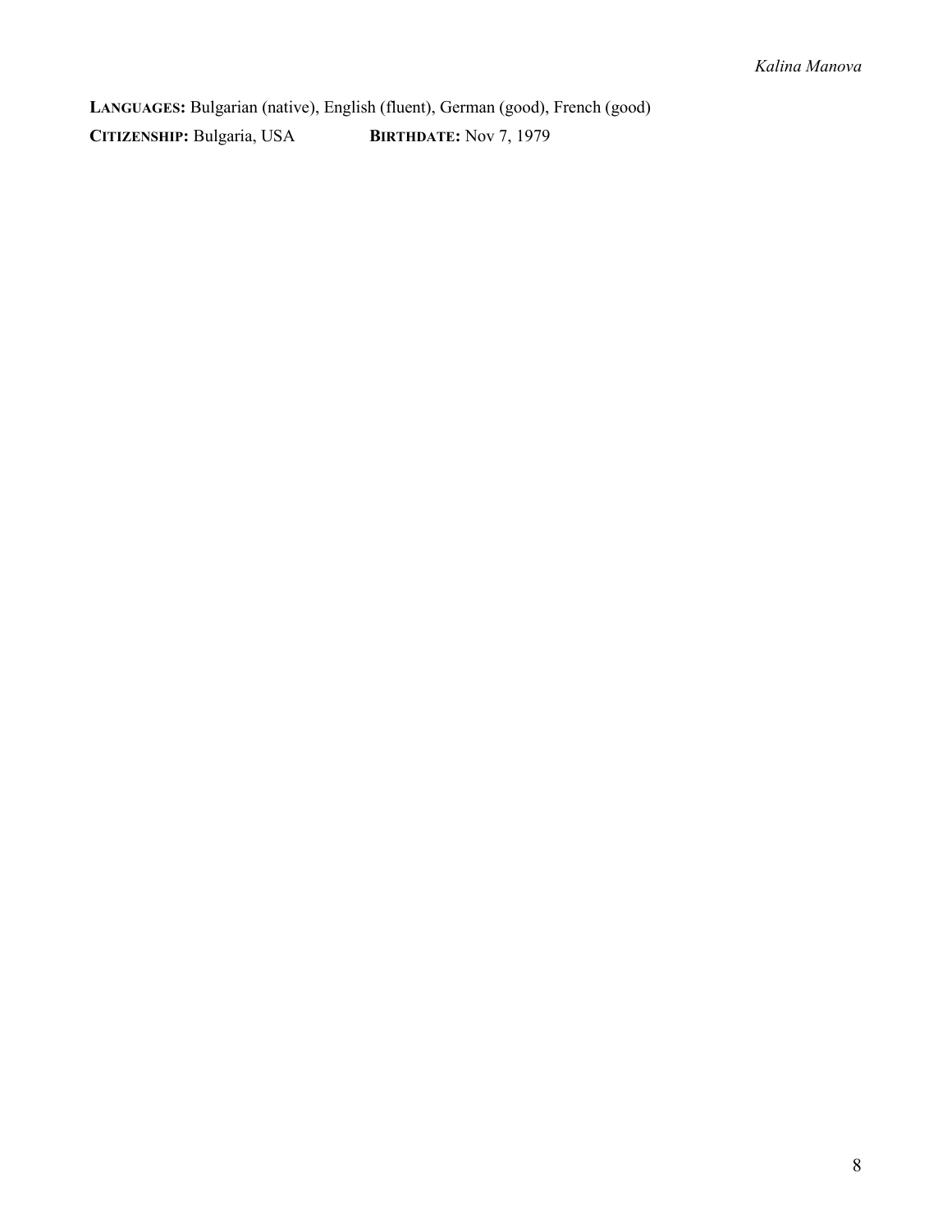**LANGUAGES:** Bulgarian (native), English (fluent), German (good), French (good)

**CITIZENSHIP:** Bulgaria, USA **BIRTHDATE:** Nov 7, 1979